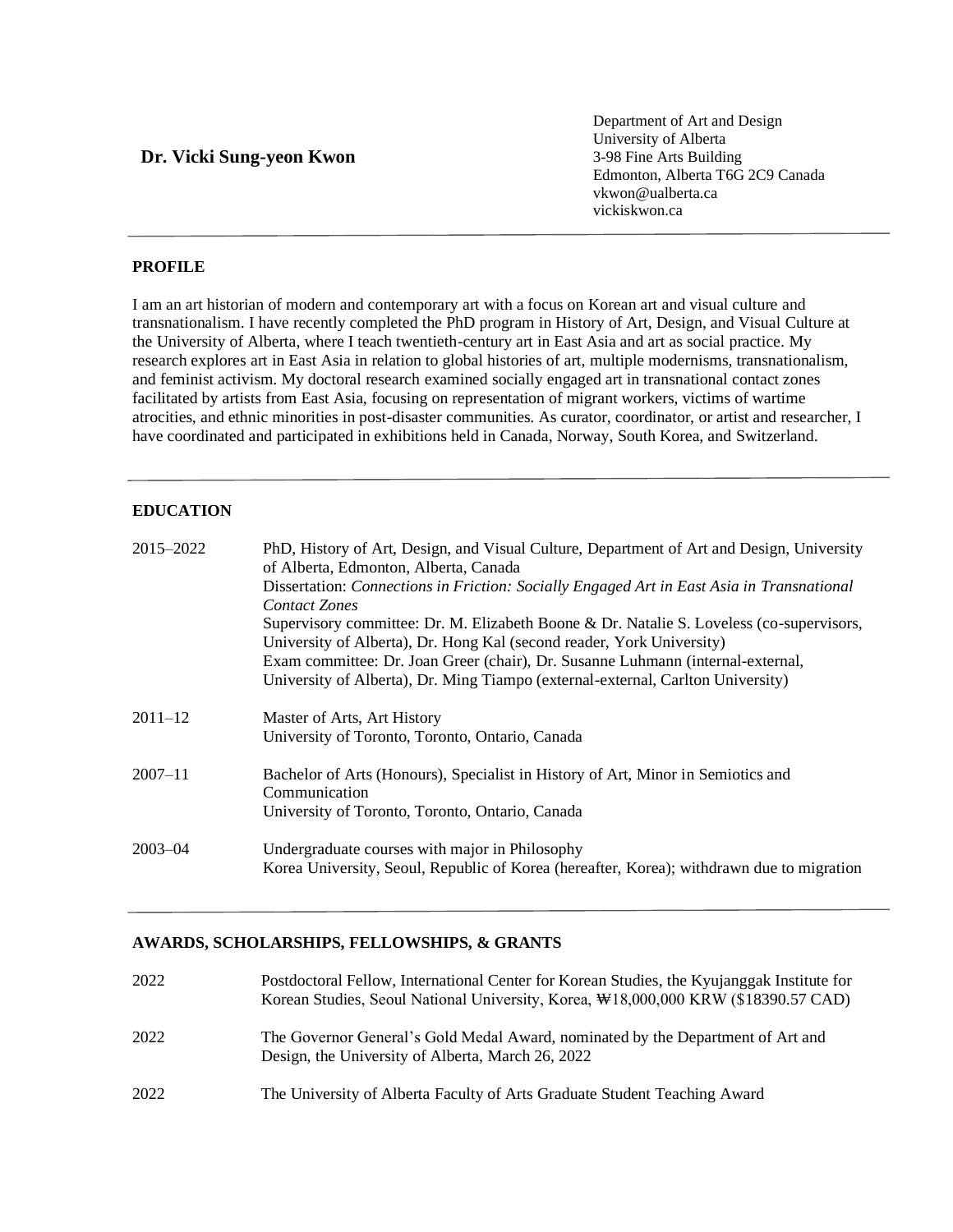# Dr. Vicki Sung-yeon Kwon

Department of Art and Design
University of Alberta
3-98 Fine Arts Building
Edmonton, Alberta T6G 2C9 Canada
vkwon@ualberta.ca
vickiskwon.ca

## PROFILE

I am an art historian of modern and contemporary art with a focus on Korean art and visual culture and transnationalism. I have recently completed the PhD program in History of Art, Design, and Visual Culture at the University of Alberta, where I teach twentieth-century art in East Asia and art as social practice. My research explores art in East Asia in relation to global histories of art, multiple modernisms, transnationalism, and feminist activism. My doctoral research examined socially engaged art in transnational contact zones facilitated by artists from East Asia, focusing on representation of migrant workers, victims of wartime atrocities, and ethnic minorities in post-disaster communities. As curator, coordinator, or artist and researcher, I have coordinated and participated in exhibitions held in Canada, Norway, South Korea, and Switzerland.

## EDUCATION

| | |
|---|---|
| 2015–2022 | PhD, History of Art, Design, and Visual Culture, Department of Art and Design, University of Alberta, Edmonton, Alberta, Canada<br>Dissertation: *Connections in Friction: Socially Engaged Art in East Asia in Transnational Contact Zones*<br>Supervisory committee: Dr. M. Elizabeth Boone & Dr. Natalie S. Loveless (co-supervisors, University of Alberta), Dr. Hong Kal (second reader, York University)<br>Exam committee: Dr. Joan Greer (chair), Dr. Susanne Luhmann (internal-external, University of Alberta), Dr. Ming Tiampo (external-external, Carlton University) |
| 2011–12 | Master of Arts, Art History<br>University of Toronto, Toronto, Ontario, Canada |
| 2007–11 | Bachelor of Arts (Honours), Specialist in History of Art, Minor in Semiotics and Communication<br>University of Toronto, Toronto, Ontario, Canada |
| 2003–04 | Undergraduate courses with major in Philosophy<br>Korea University, Seoul, Republic of Korea (hereafter, Korea); withdrawn due to migration |

## AWARDS, SCHOLARSHIPS, FELLOWSHIPS, & GRANTS

| | |
|---|---|
| 2022 | Postdoctoral Fellow, International Center for Korean Studies, the Kyujanggak Institute for Korean Studies, Seoul National University, Korea, ₩18,000,000 KRW ($18390.57 CAD) |
| 2022 | The Governor General's Gold Medal Award, nominated by the Department of Art and Design, the University of Alberta, March 26, 2022 |
| 2022 | The University of Alberta Faculty of Arts Graduate Student Teaching Award |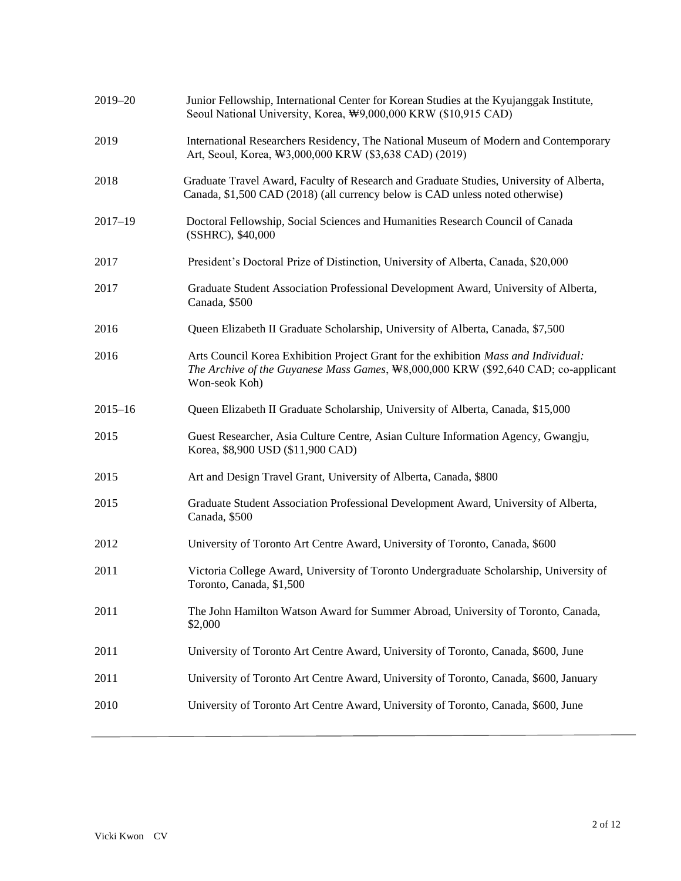| | |
|---|---|
| 2019–20 | Junior Fellowship, International Center for Korean Studies at the Kyujanggak Institute, Seoul National University, Korea, ₩9,000,000 KRW ($10,915 CAD) |
| 2019 | International Researchers Residency, The National Museum of Modern and Contemporary Art, Seoul, Korea, ₩3,000,000 KRW ($3,638 CAD) (2019) |
| 2018 | Graduate Travel Award, Faculty of Research and Graduate Studies, University of Alberta, Canada, $1,500 CAD (2018) (all currency below is CAD unless noted otherwise) |
| 2017–19 | Doctoral Fellowship, Social Sciences and Humanities Research Council of Canada (SSHRC), $40,000 |
| 2017 | President's Doctoral Prize of Distinction, University of Alberta, Canada, $20,000 |
| 2017 | Graduate Student Association Professional Development Award, University of Alberta, Canada, $500 |
| 2016 | Queen Elizabeth II Graduate Scholarship, University of Alberta, Canada, $7,500 |
| 2016 | Arts Council Korea Exhibition Project Grant for the exhibition *Mass and Individual: The Archive of the Guyanese Mass Games*, ₩8,000,000 KRW ($92,640 CAD; co-applicant Won-seok Koh) |
| 2015–16 | Queen Elizabeth II Graduate Scholarship, University of Alberta, Canada, $15,000 |
| 2015 | Guest Researcher, Asia Culture Centre, Asian Culture Information Agency, Gwangju, Korea, $8,900 USD ($11,900 CAD) |
| 2015 | Art and Design Travel Grant, University of Alberta, Canada, $800 |
| 2015 | Graduate Student Association Professional Development Award, University of Alberta, Canada, $500 |
| 2012 | University of Toronto Art Centre Award, University of Toronto, Canada, $600 |
| 2011 | Victoria College Award, University of Toronto Undergraduate Scholarship, University of Toronto, Canada, $1,500 |
| 2011 | The John Hamilton Watson Award for Summer Abroad, University of Toronto, Canada, $2,000 |
| 2011 | University of Toronto Art Centre Award, University of Toronto, Canada, $600, June |
| 2011 | University of Toronto Art Centre Award, University of Toronto, Canada, $600, January |
| 2010 | University of Toronto Art Centre Award, University of Toronto, Canada, $600, June |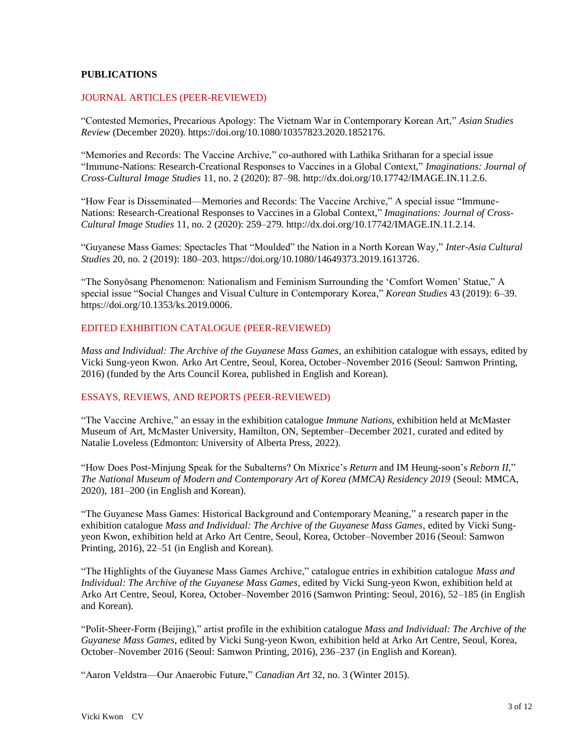## PUBLICATIONS

### JOURNAL ARTICLES (PEER-REVIEWED)

"Contested Memories, Precarious Apology: The Vietnam War in Contemporary Korean Art," *Asian Studies Review* (December 2020). https://doi.org/10.1080/10357823.2020.1852176.

"Memories and Records: The Vaccine Archive," co-authored with Lathika Sritharan for a special issue "Immune-Nations: Research-Creational Responses to Vaccines in a Global Context," *Imaginations: Journal of Cross-Cultural Image Studies* 11, no. 2 (2020): 87–98. http://dx.doi.org/10.17742/IMAGE.IN.11.2.6.

"How Fear is Disseminated—Memories and Records: The Vaccine Archive," A special issue "Immune-Nations: Research-Creational Responses to Vaccines in a Global Context," *Imaginations: Journal of Cross-Cultural Image Studies* 11, no. 2 (2020): 259–279. http://dx.doi.org/10.17742/IMAGE.IN.11.2.14.

"Guyanese Mass Games: Spectacles That "Moulded" the Nation in a North Korean Way," *Inter-Asia Cultural Studies* 20, no. 2 (2019): 180–203. https://doi.org/10.1080/14649373.2019.1613726.

"The Sonyŏsang Phenomenon: Nationalism and Feminism Surrounding the 'Comfort Women' Statue," A special issue "Social Changes and Visual Culture in Contemporary Korea," *Korean Studies* 43 (2019): 6–39. https://doi.org/10.1353/ks.2019.0006.

### EDITED EXHIBITION CATALOGUE (PEER-REVIEWED)

*Mass and Individual: The Archive of the Guyanese Mass Games*, an exhibition catalogue with essays, edited by Vicki Sung-yeon Kwon. Arko Art Centre, Seoul, Korea, October–November 2016 (Seoul: Samwon Printing, 2016) (funded by the Arts Council Korea, published in English and Korean).

### ESSAYS, REVIEWS, AND REPORTS (PEER-REVIEWED)

"The Vaccine Archive," an essay in the exhibition catalogue *Immune Nations*, exhibition held at McMaster Museum of Art, McMaster University, Hamilton, ON, September–December 2021, curated and edited by Natalie Loveless (Edmonton: University of Alberta Press, 2022).

"How Does Post-Minjung Speak for the Subalterns? On Mixrice's *Return* and IM Heung-soon's *Reborn II*," *The National Museum of Modern and Contemporary Art of Korea (MMCA) Residency 2019* (Seoul: MMCA, 2020), 181–200 (in English and Korean).

"The Guyanese Mass Games: Historical Background and Contemporary Meaning," a research paper in the exhibition catalogue *Mass and Individual: The Archive of the Guyanese Mass Games*, edited by Vicki Sung-yeon Kwon, exhibition held at Arko Art Centre, Seoul, Korea, October–November 2016 (Seoul: Samwon Printing, 2016), 22–51 (in English and Korean).

"The Highlights of the Guyanese Mass Games Archive," catalogue entries in exhibition catalogue *Mass and Individual: The Archive of the Guyanese Mass Games*, edited by Vicki Sung-yeon Kwon, exhibition held at Arko Art Centre, Seoul, Korea, October–November 2016 (Samwon Printing: Seoul, 2016), 52–185 (in English and Korean).

"Polit-Sheer-Form (Beijing)," artist profile in the exhibition catalogue *Mass and Individual: The Archive of the Guyanese Mass Games*, edited by Vicki Sung-yeon Kwon, exhibition held at Arko Art Centre, Seoul, Korea, October–November 2016 (Seoul: Samwon Printing, 2016), 236–237 (in English and Korean).

"Aaron Veldstra—Our Anaerobic Future," *Canadian Art* 32, no. 3 (Winter 2015).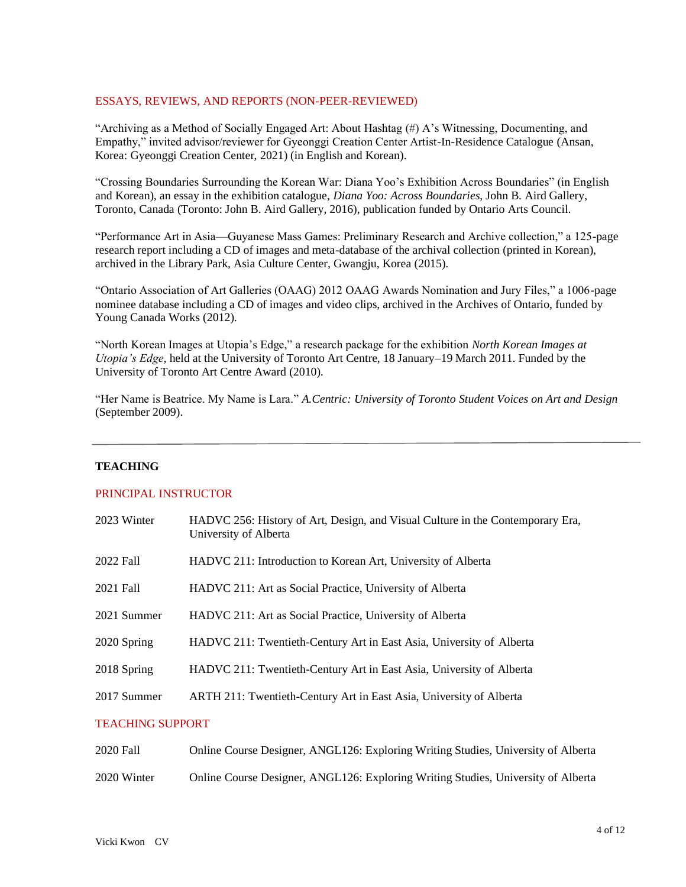### ESSAYS, REVIEWS, AND REPORTS (NON-PEER-REVIEWED)

"Archiving as a Method of Socially Engaged Art: About Hashtag (#) A's Witnessing, Documenting, and Empathy," invited advisor/reviewer for Gyeonggi Creation Center Artist-In-Residence Catalogue (Ansan, Korea: Gyeonggi Creation Center, 2021) (in English and Korean).

"Crossing Boundaries Surrounding the Korean War: Diana Yoo's Exhibition Across Boundaries" (in English and Korean), an essay in the exhibition catalogue, *Diana Yoo: Across Boundaries*, John B. Aird Gallery, Toronto, Canada (Toronto: John B. Aird Gallery, 2016), publication funded by Ontario Arts Council.

"Performance Art in Asia—Guyanese Mass Games: Preliminary Research and Archive collection," a 125-page research report including a CD of images and meta-database of the archival collection (printed in Korean), archived in the Library Park, Asia Culture Center, Gwangju, Korea (2015).

"Ontario Association of Art Galleries (OAAG) 2012 OAAG Awards Nomination and Jury Files," a 1006-page nominee database including a CD of images and video clips, archived in the Archives of Ontario, funded by Young Canada Works (2012).

"North Korean Images at Utopia's Edge," a research package for the exhibition *North Korean Images at Utopia's Edge*, held at the University of Toronto Art Centre, 18 January–19 March 2011. Funded by the University of Toronto Art Centre Award (2010).

"Her Name is Beatrice. My Name is Lara." *A.Centric: University of Toronto Student Voices on Art and Design* (September 2009).

---

## TEACHING

### PRINCIPAL INSTRUCTOR

| | |
|---|---|
| 2023 Winter | HADVC 256: History of Art, Design, and Visual Culture in the Contemporary Era, University of Alberta |
| 2022 Fall | HADVC 211: Introduction to Korean Art, University of Alberta |
| 2021 Fall | HADVC 211: Art as Social Practice, University of Alberta |
| 2021 Summer | HADVC 211: Art as Social Practice, University of Alberta |
| 2020 Spring | HADVC 211: Twentieth-Century Art in East Asia, University of Alberta |
| 2018 Spring | HADVC 211: Twentieth-Century Art in East Asia, University of Alberta |
| 2017 Summer | ARTH 211: Twentieth-Century Art in East Asia, University of Alberta |

### TEACHING SUPPORT

| | |
|---|---|
| 2020 Fall | Online Course Designer, ANGL126: Exploring Writing Studies, University of Alberta |
| 2020 Winter | Online Course Designer, ANGL126: Exploring Writing Studies, University of Alberta |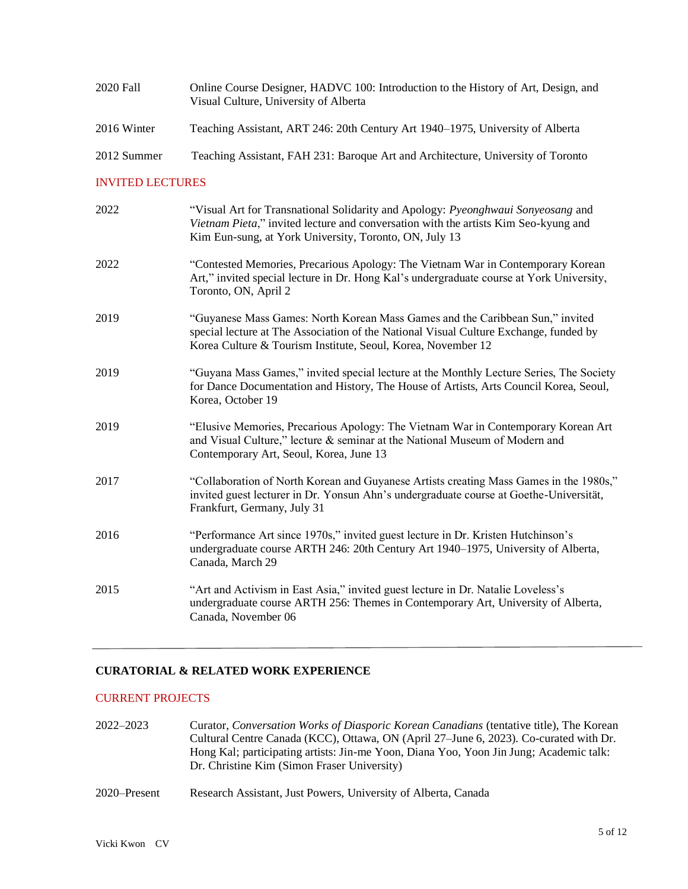| | |
|---|---|
| 2020 Fall | Online Course Designer, HADVC 100: Introduction to the History of Art, Design, and Visual Culture, University of Alberta |
| 2016 Winter | Teaching Assistant, ART 246: 20th Century Art 1940–1975, University of Alberta |
| 2012 Summer | Teaching Assistant, FAH 231: Baroque Art and Architecture, University of Toronto |

### INVITED LECTURES

| | |
|---|---|
| 2022 | "Visual Art for Transnational Solidarity and Apology: *Pyeonghwaui Sonyeosang* and *Vietnam Pieta*," invited lecture and conversation with the artists Kim Seo-kyung and Kim Eun-sung, at York University, Toronto, ON, July 13 |
| 2022 | "Contested Memories, Precarious Apology: The Vietnam War in Contemporary Korean Art," invited special lecture in Dr. Hong Kal's undergraduate course at York University, Toronto, ON, April 2 |
| 2019 | "Guyanese Mass Games: North Korean Mass Games and the Caribbean Sun," invited special lecture at The Association of the National Visual Culture Exchange, funded by Korea Culture & Tourism Institute, Seoul, Korea, November 12 |
| 2019 | "Guyana Mass Games," invited special lecture at the Monthly Lecture Series, The Society for Dance Documentation and History, The House of Artists, Arts Council Korea, Seoul, Korea, October 19 |
| 2019 | "Elusive Memories, Precarious Apology: The Vietnam War in Contemporary Korean Art and Visual Culture," lecture & seminar at the National Museum of Modern and Contemporary Art, Seoul, Korea, June 13 |
| 2017 | "Collaboration of North Korean and Guyanese Artists creating Mass Games in the 1980s," invited guest lecturer in Dr. Yonsun Ahn's undergraduate course at Goethe-Universität, Frankfurt, Germany, July 31 |
| 2016 | "Performance Art since 1970s," invited guest lecture in Dr. Kristen Hutchinson's undergraduate course ARTH 246: 20th Century Art 1940–1975, University of Alberta, Canada, March 29 |
| 2015 | "Art and Activism in East Asia," invited guest lecture in Dr. Natalie Loveless's undergraduate course ARTH 256: Themes in Contemporary Art, University of Alberta, Canada, November 06 |

---

## CURATORIAL & RELATED WORK EXPERIENCE

### CURRENT PROJECTS

| | |
|---|---|
| 2022–2023 | Curator, *Conversation Works of Diasporic Korean Canadians* (tentative title), The Korean Cultural Centre Canada (KCC), Ottawa, ON (April 27–June 6, 2023). Co-curated with Dr. Hong Kal; participating artists: Jin-me Yoon, Diana Yoo, Yoon Jin Jung; Academic talk: Dr. Christine Kim (Simon Fraser University) |
| 2020–Present | Research Assistant, Just Powers, University of Alberta, Canada |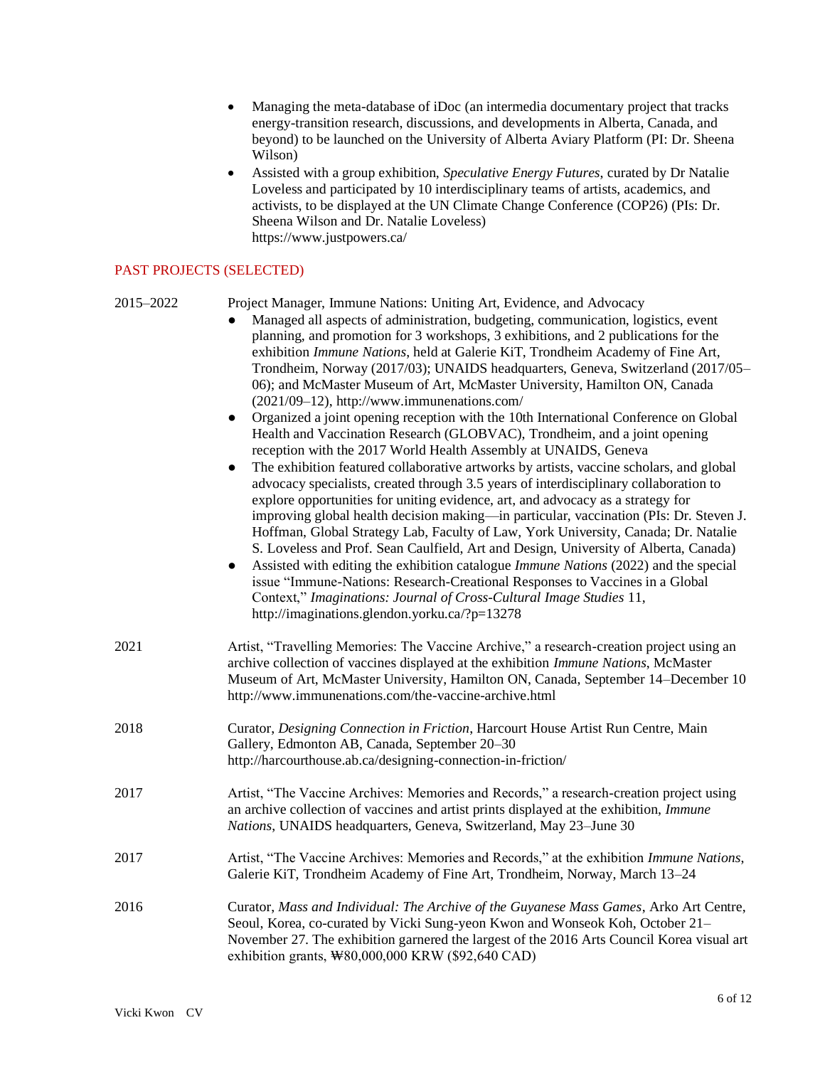- Managing the meta-database of iDoc (an intermedia documentary project that tracks energy-transition research, discussions, and developments in Alberta, Canada, and beyond) to be launched on the University of Alberta Aviary Platform (PI: Dr. Sheena Wilson)
- Assisted with a group exhibition, *Speculative Energy Futures*, curated by Dr Natalie Loveless and participated by 10 interdisciplinary teams of artists, academics, and activists, to be displayed at the UN Climate Change Conference (COP26) (PIs: Dr. Sheena Wilson and Dr. Natalie Loveless)
  https://www.justpowers.ca/

## PAST PROJECTS (SELECTED)

**2015–2022** Project Manager, Immune Nations: Uniting Art, Evidence, and Advocacy

- Managed all aspects of administration, budgeting, communication, logistics, event planning, and promotion for 3 workshops, 3 exhibitions, and 2 publications for the exhibition *Immune Nations*, held at Galerie KiT, Trondheim Academy of Fine Art, Trondheim, Norway (2017/03); UNAIDS headquarters, Geneva, Switzerland (2017/05–06); and McMaster Museum of Art, McMaster University, Hamilton ON, Canada (2021/09–12), http://www.immunenations.com/
- Organized a joint opening reception with the 10th International Conference on Global Health and Vaccination Research (GLOBVAC), Trondheim, and a joint opening reception with the 2017 World Health Assembly at UNAIDS, Geneva
- The exhibition featured collaborative artworks by artists, vaccine scholars, and global advocacy specialists, created through 3.5 years of interdisciplinary collaboration to explore opportunities for uniting evidence, art, and advocacy as a strategy for improving global health decision making—in particular, vaccination (PIs: Dr. Steven J. Hoffman, Global Strategy Lab, Faculty of Law, York University, Canada; Dr. Natalie S. Loveless and Prof. Sean Caulfield, Art and Design, University of Alberta, Canada)
- Assisted with editing the exhibition catalogue *Immune Nations* (2022) and the special issue "Immune-Nations: Research-Creational Responses to Vaccines in a Global Context," *Imaginations: Journal of Cross-Cultural Image Studies* 11, http://imaginations.glendon.yorku.ca/?p=13278

**2021** Artist, "Travelling Memories: The Vaccine Archive," a research-creation project using an archive collection of vaccines displayed at the exhibition *Immune Nations*, McMaster Museum of Art, McMaster University, Hamilton ON, Canada, September 14–December 10
http://www.immunenations.com/the-vaccine-archive.html

**2018** Curator, *Designing Connection in Friction*, Harcourt House Artist Run Centre, Main Gallery, Edmonton AB, Canada, September 20–30
http://harcourthouse.ab.ca/designing-connection-in-friction/

**2017** Artist, "The Vaccine Archives: Memories and Records," a research-creation project using an archive collection of vaccines and artist prints displayed at the exhibition, *Immune Nations*, UNAIDS headquarters, Geneva, Switzerland, May 23–June 30

**2017** Artist, "The Vaccine Archives: Memories and Records," at the exhibition *Immune Nations*, Galerie KiT, Trondheim Academy of Fine Art, Trondheim, Norway, March 13–24

**2016** Curator, *Mass and Individual: The Archive of the Guyanese Mass Games*, Arko Art Centre, Seoul, Korea, co-curated by Vicki Sung-yeon Kwon and Wonseok Koh, October 21–November 27. The exhibition garnered the largest of the 2016 Arts Council Korea visual art exhibition grants, ₩80,000,000 KRW ($92,640 CAD)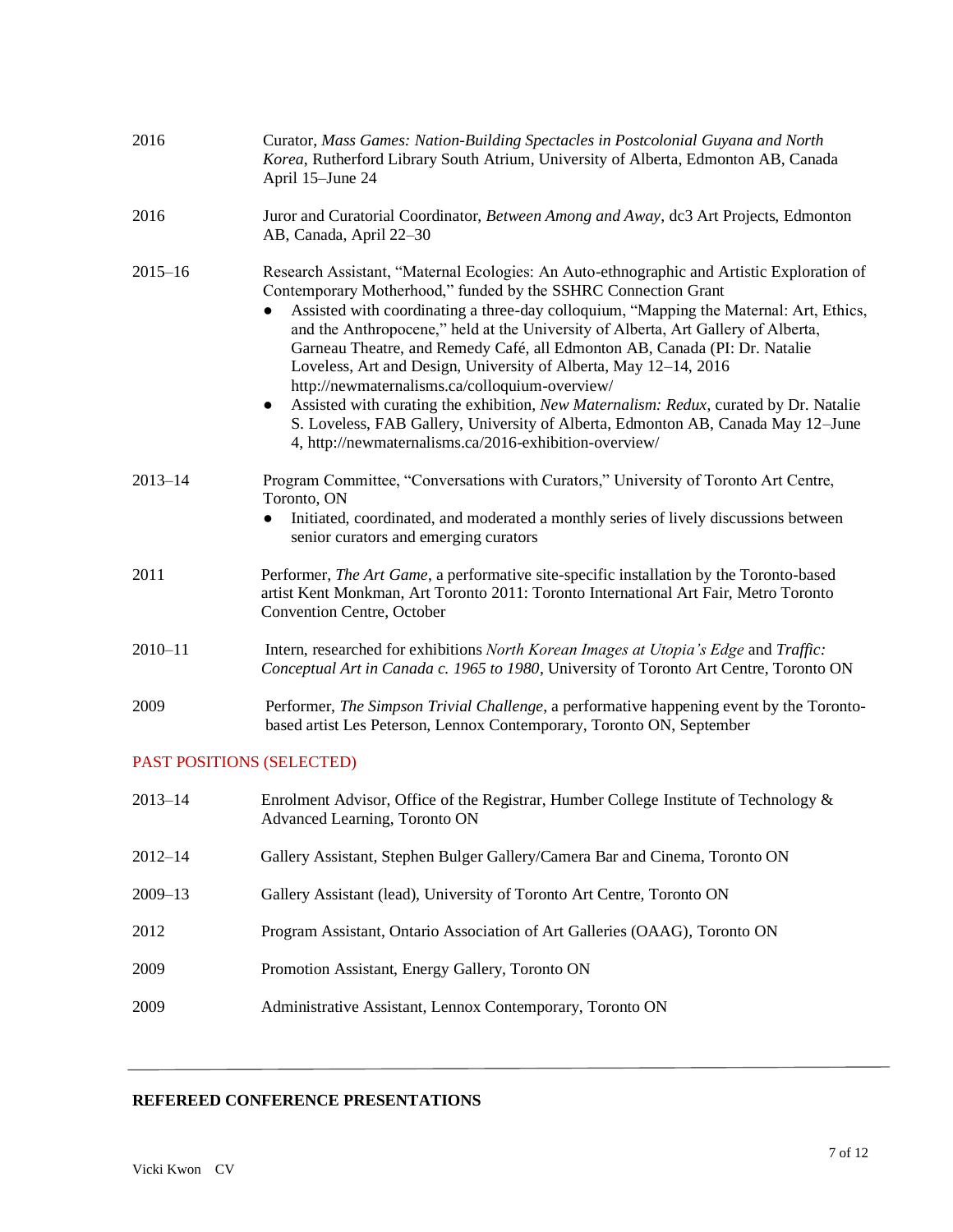2016 Curator, *Mass Games: Nation-Building Spectacles in Postcolonial Guyana and North Korea*, Rutherford Library South Atrium, University of Alberta, Edmonton AB, Canada April 15–June 24

2016 Juror and Curatorial Coordinator, *Between Among and Away*, dc3 Art Projects, Edmonton AB, Canada, April 22–30

2015–16 Research Assistant, "Maternal Ecologies: An Auto-ethnographic and Artistic Exploration of Contemporary Motherhood," funded by the SSHRC Connection Grant

- Assisted with coordinating a three-day colloquium, "Mapping the Maternal: Art, Ethics, and the Anthropocene," held at the University of Alberta, Art Gallery of Alberta, Garneau Theatre, and Remedy Café, all Edmonton AB, Canada (PI: Dr. Natalie Loveless, Art and Design, University of Alberta, May 12–14, 2016 http://newmaternalisms.ca/colloquium-overview/
- Assisted with curating the exhibition, *New Maternalism: Redux*, curated by Dr. Natalie S. Loveless, FAB Gallery, University of Alberta, Edmonton AB, Canada May 12–June 4, http://newmaternalisms.ca/2016-exhibition-overview/

2013–14 Program Committee, "Conversations with Curators," University of Toronto Art Centre, Toronto, ON

- Initiated, coordinated, and moderated a monthly series of lively discussions between senior curators and emerging curators

2011 Performer, *The Art Game*, a performative site-specific installation by the Toronto-based artist Kent Monkman, Art Toronto 2011: Toronto International Art Fair, Metro Toronto Convention Centre, October

2010–11 Intern, researched for exhibitions *North Korean Images at Utopia's Edge* and *Traffic: Conceptual Art in Canada c. 1965 to 1980*, University of Toronto Art Centre, Toronto ON

2009 Performer, *The Simpson Trivial Challenge*, a performative happening event by the Toronto-based artist Les Peterson, Lennox Contemporary, Toronto ON, September

## PAST POSITIONS (SELECTED)

2013–14 Enrolment Advisor, Office of the Registrar, Humber College Institute of Technology & Advanced Learning, Toronto ON

2012–14 Gallery Assistant, Stephen Bulger Gallery/Camera Bar and Cinema, Toronto ON

2009–13 Gallery Assistant (lead), University of Toronto Art Centre, Toronto ON

2012 Program Assistant, Ontario Association of Art Galleries (OAAG), Toronto ON

2009 Promotion Assistant, Energy Gallery, Toronto ON

2009 Administrative Assistant, Lennox Contemporary, Toronto ON

---

## REFEREED CONFERENCE PRESENTATIONS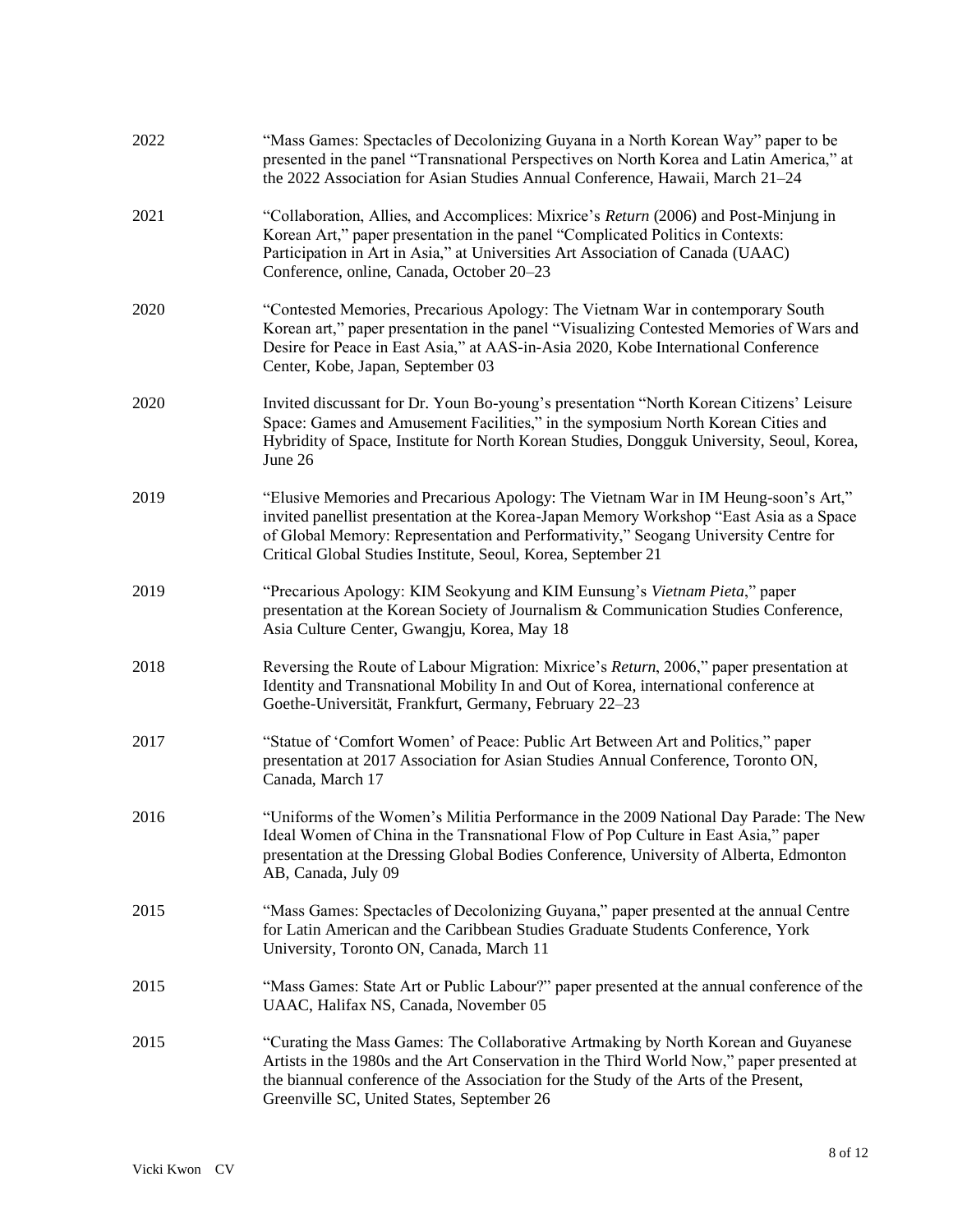2022 "Mass Games: Spectacles of Decolonizing Guyana in a North Korean Way" paper to be presented in the panel "Transnational Perspectives on North Korea and Latin America," at the 2022 Association for Asian Studies Annual Conference, Hawaii, March 21–24

2021 "Collaboration, Allies, and Accomplices: Mixrice's *Return* (2006) and Post-Minjung in Korean Art," paper presentation in the panel "Complicated Politics in Contexts: Participation in Art in Asia," at Universities Art Association of Canada (UAAC) Conference, online, Canada, October 20–23

2020 "Contested Memories, Precarious Apology: The Vietnam War in contemporary South Korean art," paper presentation in the panel "Visualizing Contested Memories of Wars and Desire for Peace in East Asia," at AAS-in-Asia 2020, Kobe International Conference Center, Kobe, Japan, September 03

2020 Invited discussant for Dr. Youn Bo-young's presentation "North Korean Citizens' Leisure Space: Games and Amusement Facilities," in the symposium North Korean Cities and Hybridity of Space, Institute for North Korean Studies, Dongguk University, Seoul, Korea, June 26

2019 "Elusive Memories and Precarious Apology: The Vietnam War in IM Heung-soon's Art," invited panellist presentation at the Korea-Japan Memory Workshop "East Asia as a Space of Global Memory: Representation and Performativity," Seogang University Centre for Critical Global Studies Institute, Seoul, Korea, September 21

2019 "Precarious Apology: KIM Seokyung and KIM Eunsung's *Vietnam Pieta*," paper presentation at the Korean Society of Journalism & Communication Studies Conference, Asia Culture Center, Gwangju, Korea, May 18

2018 Reversing the Route of Labour Migration: Mixrice's *Return*, 2006," paper presentation at Identity and Transnational Mobility In and Out of Korea, international conference at Goethe-Universität, Frankfurt, Germany, February 22–23

2017 "Statue of 'Comfort Women' of Peace: Public Art Between Art and Politics," paper presentation at 2017 Association for Asian Studies Annual Conference, Toronto ON, Canada, March 17

2016 "Uniforms of the Women's Militia Performance in the 2009 National Day Parade: The New Ideal Women of China in the Transnational Flow of Pop Culture in East Asia," paper presentation at the Dressing Global Bodies Conference, University of Alberta, Edmonton AB, Canada, July 09

2015 "Mass Games: Spectacles of Decolonizing Guyana," paper presented at the annual Centre for Latin American and the Caribbean Studies Graduate Students Conference, York University, Toronto ON, Canada, March 11

2015 "Mass Games: State Art or Public Labour?" paper presented at the annual conference of the UAAC, Halifax NS, Canada, November 05

2015 "Curating the Mass Games: The Collaborative Artmaking by North Korean and Guyanese Artists in the 1980s and the Art Conservation in the Third World Now," paper presented at the biannual conference of the Association for the Study of the Arts of the Present, Greenville SC, United States, September 26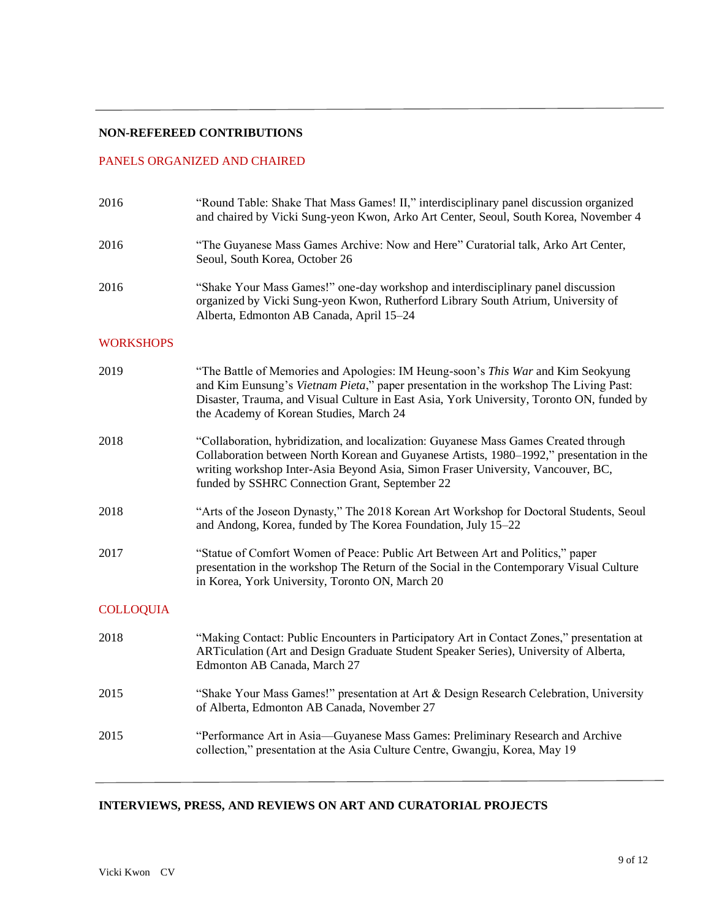## NON-REFEREED CONTRIBUTIONS

### PANELS ORGANIZED AND CHAIRED

2016 — "Round Table: Shake That Mass Games! II," interdisciplinary panel discussion organized and chaired by Vicki Sung-yeon Kwon, Arko Art Center, Seoul, South Korea, November 4

2016 — "The Guyanese Mass Games Archive: Now and Here" Curatorial talk, Arko Art Center, Seoul, South Korea, October 26

2016 — "Shake Your Mass Games!" one-day workshop and interdisciplinary panel discussion organized by Vicki Sung-yeon Kwon, Rutherford Library South Atrium, University of Alberta, Edmonton AB Canada, April 15–24

### WORKSHOPS

2019 — "The Battle of Memories and Apologies: IM Heung-soon's *This War* and Kim Seokyung and Kim Eunsung's *Vietnam Pieta*," paper presentation in the workshop The Living Past: Disaster, Trauma, and Visual Culture in East Asia, York University, Toronto ON, funded by the Academy of Korean Studies, March 24

2018 — "Collaboration, hybridization, and localization: Guyanese Mass Games Created through Collaboration between North Korean and Guyanese Artists, 1980–1992," presentation in the writing workshop Inter-Asia Beyond Asia, Simon Fraser University, Vancouver, BC, funded by SSHRC Connection Grant, September 22

2018 — "Arts of the Joseon Dynasty," The 2018 Korean Art Workshop for Doctoral Students, Seoul and Andong, Korea, funded by The Korea Foundation, July 15–22

2017 — "Statue of Comfort Women of Peace: Public Art Between Art and Politics," paper presentation in the workshop The Return of the Social in the Contemporary Visual Culture in Korea, York University, Toronto ON, March 20

### COLLOQUIA

2018 — "Making Contact: Public Encounters in Participatory Art in Contact Zones," presentation at ARTiculation (Art and Design Graduate Student Speaker Series), University of Alberta, Edmonton AB Canada, March 27

2015 — "Shake Your Mass Games!" presentation at Art & Design Research Celebration, University of Alberta, Edmonton AB Canada, November 27

2015 — "Performance Art in Asia—Guyanese Mass Games: Preliminary Research and Archive collection," presentation at the Asia Culture Centre, Gwangju, Korea, May 19

## INTERVIEWS, PRESS, AND REVIEWS ON ART AND CURATORIAL PROJECTS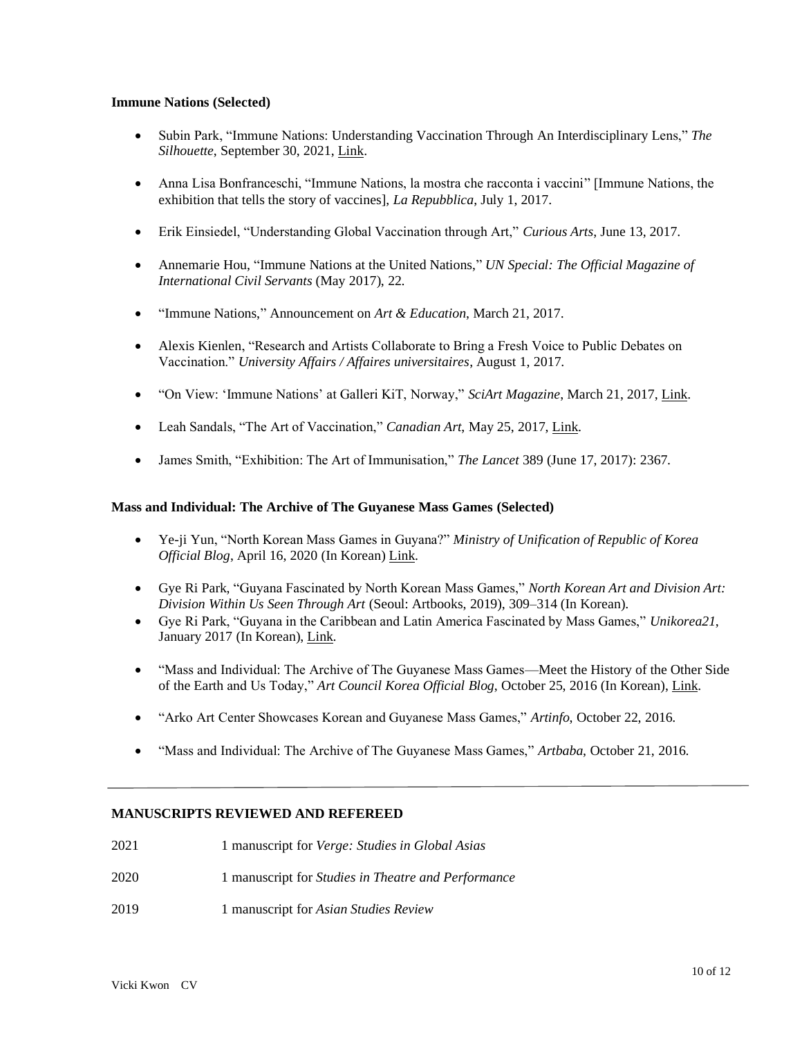**Immune Nations (Selected)**

- Subin Park, "Immune Nations: Understanding Vaccination Through An Interdisciplinary Lens," *The Silhouette*, September 30, 2021, Link.

- Anna Lisa Bonfranceschi, "Immune Nations, la mostra che racconta i vaccini" [Immune Nations, the exhibition that tells the story of vaccines], *La Repubblica*, July 1, 2017.

- Erik Einsiedel, "Understanding Global Vaccination through Art," *Curious Arts*, June 13, 2017.

- Annemarie Hou, "Immune Nations at the United Nations," *UN Special: The Official Magazine of International Civil Servants* (May 2017), 22.

- "Immune Nations," Announcement on *Art & Education*, March 21, 2017.

- Alexis Kienlen, "Research and Artists Collaborate to Bring a Fresh Voice to Public Debates on Vaccination." *University Affairs / Affaires universitaires*, August 1, 2017.

- "On View: 'Immune Nations' at Galleri KiT, Norway," *SciArt Magazine*, March 21, 2017, Link.

- Leah Sandals, "The Art of Vaccination," *Canadian Art*, May 25, 2017, Link.

- James Smith, "Exhibition: The Art of Immunisation," *The Lancet* 389 (June 17, 2017): 2367.

**Mass and Individual: The Archive of The Guyanese Mass Games (Selected)**

- Ye-ji Yun, "North Korean Mass Games in Guyana?" *Ministry of Unification of Republic of Korea Official Blog*, April 16, 2020 (In Korean) Link.

- Gye Ri Park, "Guyana Fascinated by North Korean Mass Games," *North Korean Art and Division Art: Division Within Us Seen Through Art* (Seoul: Artbooks, 2019), 309–314 (In Korean).
- Gye Ri Park, "Guyana in the Caribbean and Latin America Fascinated by Mass Games," *Unikorea21*, January 2017 (In Korean), Link.

- "Mass and Individual: The Archive of The Guyanese Mass Games—Meet the History of the Other Side of the Earth and Us Today," *Art Council Korea Official Blog*, October 25, 2016 (In Korean), Link.

- "Arko Art Center Showcases Korean and Guyanese Mass Games," *Artinfo*, October 22, 2016.

- "Mass and Individual: The Archive of The Guyanese Mass Games," *Artbaba*, October 21, 2016.

---

**MANUSCRIPTS REVIEWED AND REFEREED**

2021 1 manuscript for *Verge: Studies in Global Asias*

2020 1 manuscript for *Studies in Theatre and Performance*

2019 1 manuscript for *Asian Studies Review*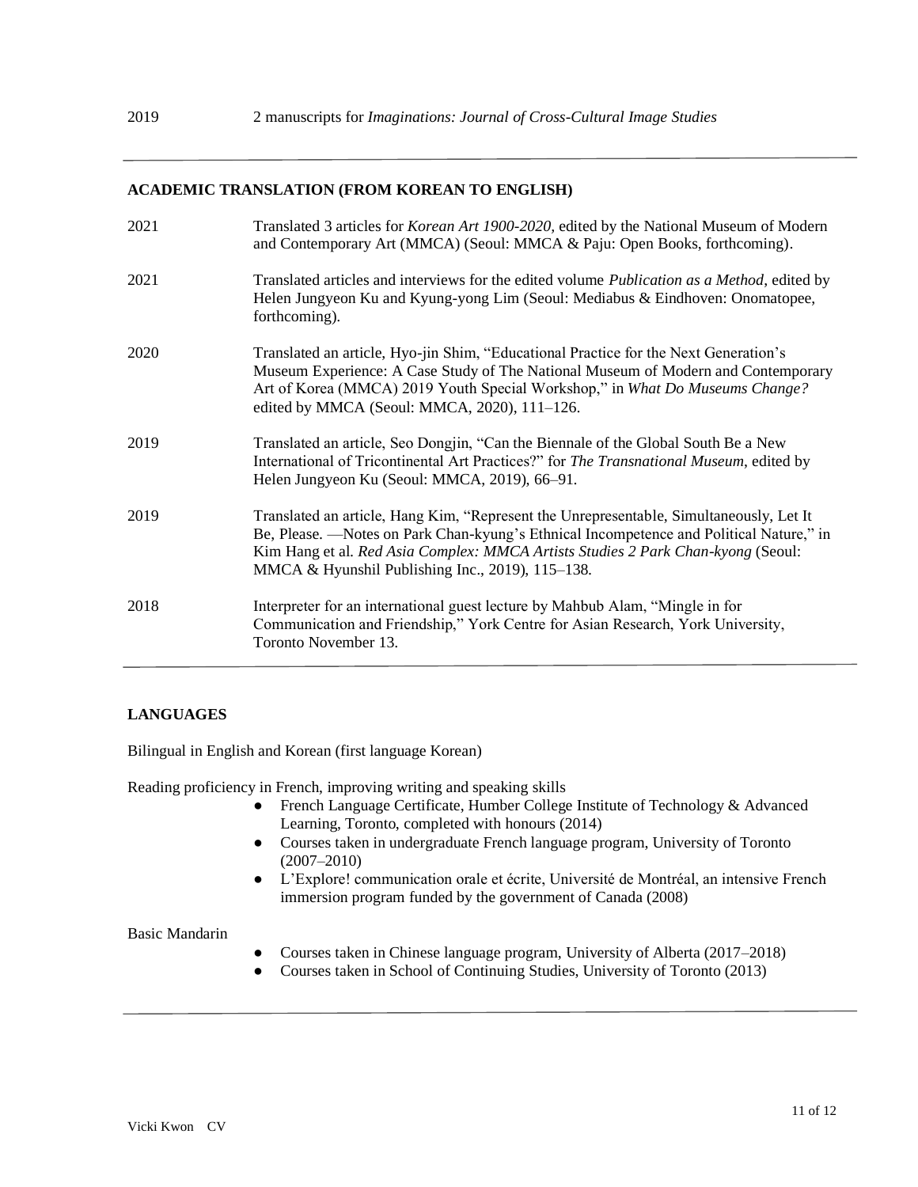2019 2 manuscripts for *Imaginations: Journal of Cross-Cultural Image Studies*

---

**ACADEMIC TRANSLATION (FROM KOREAN TO ENGLISH)**

2021 Translated 3 articles for *Korean Art 1900-2020*, edited by the National Museum of Modern and Contemporary Art (MMCA) (Seoul: MMCA & Paju: Open Books, forthcoming).

2021 Translated articles and interviews for the edited volume *Publication as a Method*, edited by Helen Jungyeon Ku and Kyung-yong Lim (Seoul: Mediabus & Eindhoven: Onomatopee, forthcoming).

2020 Translated an article, Hyo-jin Shim, "Educational Practice for the Next Generation's Museum Experience: A Case Study of The National Museum of Modern and Contemporary Art of Korea (MMCA) 2019 Youth Special Workshop," in *What Do Museums Change?* edited by MMCA (Seoul: MMCA, 2020), 111–126.

2019 Translated an article, Seo Dongjin, "Can the Biennale of the Global South Be a New International of Tricontinental Art Practices?" for *The Transnational Museum*, edited by Helen Jungyeon Ku (Seoul: MMCA, 2019), 66–91.

2019 Translated an article, Hang Kim, "Represent the Unrepresentable, Simultaneously, Let It Be, Please. —Notes on Park Chan-kyung's Ethnical Incompetence and Political Nature," in Kim Hang et al. *Red Asia Complex: MMCA Artists Studies 2 Park Chan-kyong* (Seoul: MMCA & Hyunshil Publishing Inc., 2019), 115–138.

2018 Interpreter for an international guest lecture by Mahbub Alam, "Mingle in for Communication and Friendship," York Centre for Asian Research, York University, Toronto November 13.

---

**LANGUAGES**

Bilingual in English and Korean (first language Korean)

Reading proficiency in French, improving writing and speaking skills

- French Language Certificate, Humber College Institute of Technology & Advanced Learning, Toronto, completed with honours (2014)
- Courses taken in undergraduate French language program, University of Toronto (2007–2010)
- L'Explore! communication orale et écrite, Université de Montréal, an intensive French immersion program funded by the government of Canada (2008)

Basic Mandarin

- Courses taken in Chinese language program, University of Alberta (2017–2018)
- Courses taken in School of Continuing Studies, University of Toronto (2013)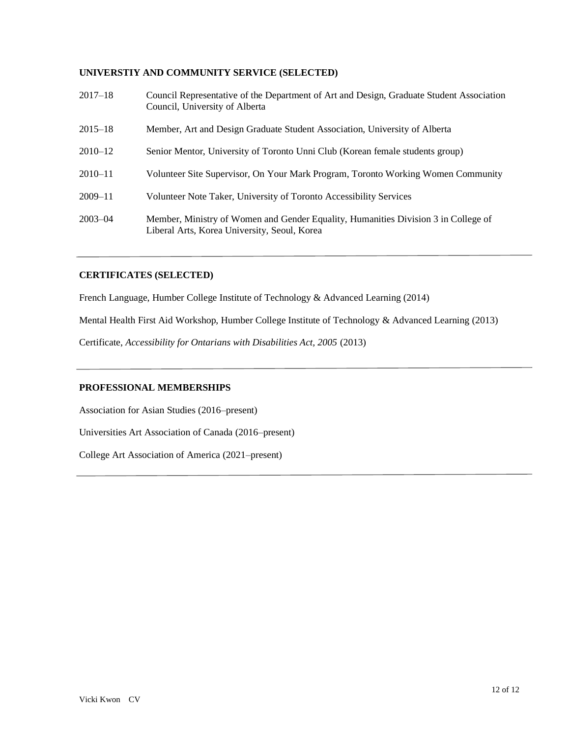## UNIVERSTIY AND COMMUNITY SERVICE (SELECTED)

| | |
|---|---|
| 2017–18 | Council Representative of the Department of Art and Design, Graduate Student Association Council, University of Alberta |
| 2015–18 | Member, Art and Design Graduate Student Association, University of Alberta |
| 2010–12 | Senior Mentor, University of Toronto Unni Club (Korean female students group) |
| 2010–11 | Volunteer Site Supervisor, On Your Mark Program, Toronto Working Women Community |
| 2009–11 | Volunteer Note Taker, University of Toronto Accessibility Services |
| 2003–04 | Member, Ministry of Women and Gender Equality, Humanities Division 3 in College of Liberal Arts, Korea University, Seoul, Korea |

## CERTIFICATES (SELECTED)

French Language, Humber College Institute of Technology & Advanced Learning (2014)

Mental Health First Aid Workshop, Humber College Institute of Technology & Advanced Learning (2013)

Certificate, *Accessibility for Ontarians with Disabilities Act, 2005* (2013)

## PROFESSIONAL MEMBERSHIPS

Association for Asian Studies (2016–present)

Universities Art Association of Canada (2016–present)

College Art Association of America (2021–present)